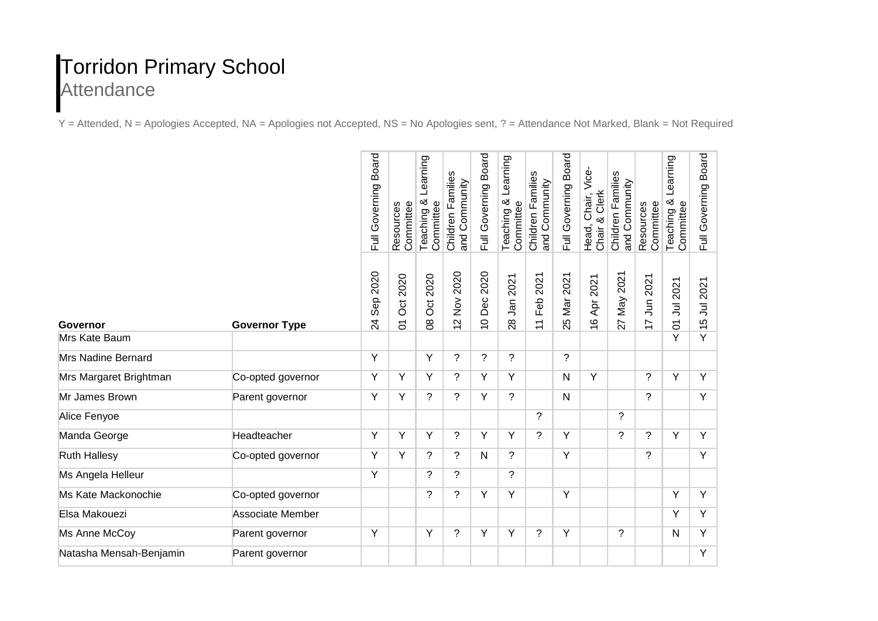# Torridon Primary School

## Attendance

Y = Attended, N = Apologies Accepted, NA = Apologies not Accepted, NS = No Apologies sent, ? = Attendance Not Marked, Blank = Not Required

| | | Full Governing Board | Resources Committee | Teaching & Learning Committee | Children Families and Community | Full Governing Board | Teaching & Learning Committee | Children Families and Community | Full Governing Board | Head, Chair, Vice-Chair & Clerk | Children Families and Community | Resources Committee | Teaching & Learning Committee | Full Governing Board |
|---|---|---|---|---|---|---|---|---|---|---|---|---|---|---|
| **Governor** | **Governor Type** | 24 Sep 2020 | 01 Oct 2020 | 08 Oct 2020 | 12 Nov 2020 | 10 Dec 2020 | 28 Jan 2021 | 11 Feb 2021 | 25 Mar 2021 | 16 Apr 2021 | 27 May 2021 | 17 Jun 2021 | 01 Jul 2021 | 15 Jul 2021 |
| Mrs Kate Baum | | | | | | | | | | | | | Y | Y |
| Mrs Nadine Bernard | | Y | | Y | ? | ? | ? | | ? | | | | | |
| Mrs Margaret Brightman | Co-opted governor | Y | Y | Y | ? | Y | Y | | N | Y | | ? | Y | Y |
| Mr James Brown | Parent governor | Y | Y | ? | ? | Y | ? | | N | | | ? | | Y |
| Alice Fenyoe | | | | | | | | ? | | | ? | | | |
| Manda George | Headteacher | Y | Y | Y | ? | Y | Y | ? | Y | | ? | ? | Y | Y |
| Ruth Hallesy | Co-opted governor | Y | Y | ? | ? | N | ? | | Y | | | ? | | Y |
| Ms Angela Helleur | | Y | | ? | ? | | ? | | | | | | | |
| Ms Kate Mackonochie | Co-opted governor | | | ? | ? | Y | Y | | Y | | | | Y | Y |
| Elsa Makouezi | Associate Member | | | | | | | | | | | | Y | Y |
| Ms Anne McCoy | Parent governor | Y | | Y | ? | Y | Y | ? | Y | | ? | | N | Y |
| Natasha Mensah-Benjamin | Parent governor | | | | | | | | | | | | | Y |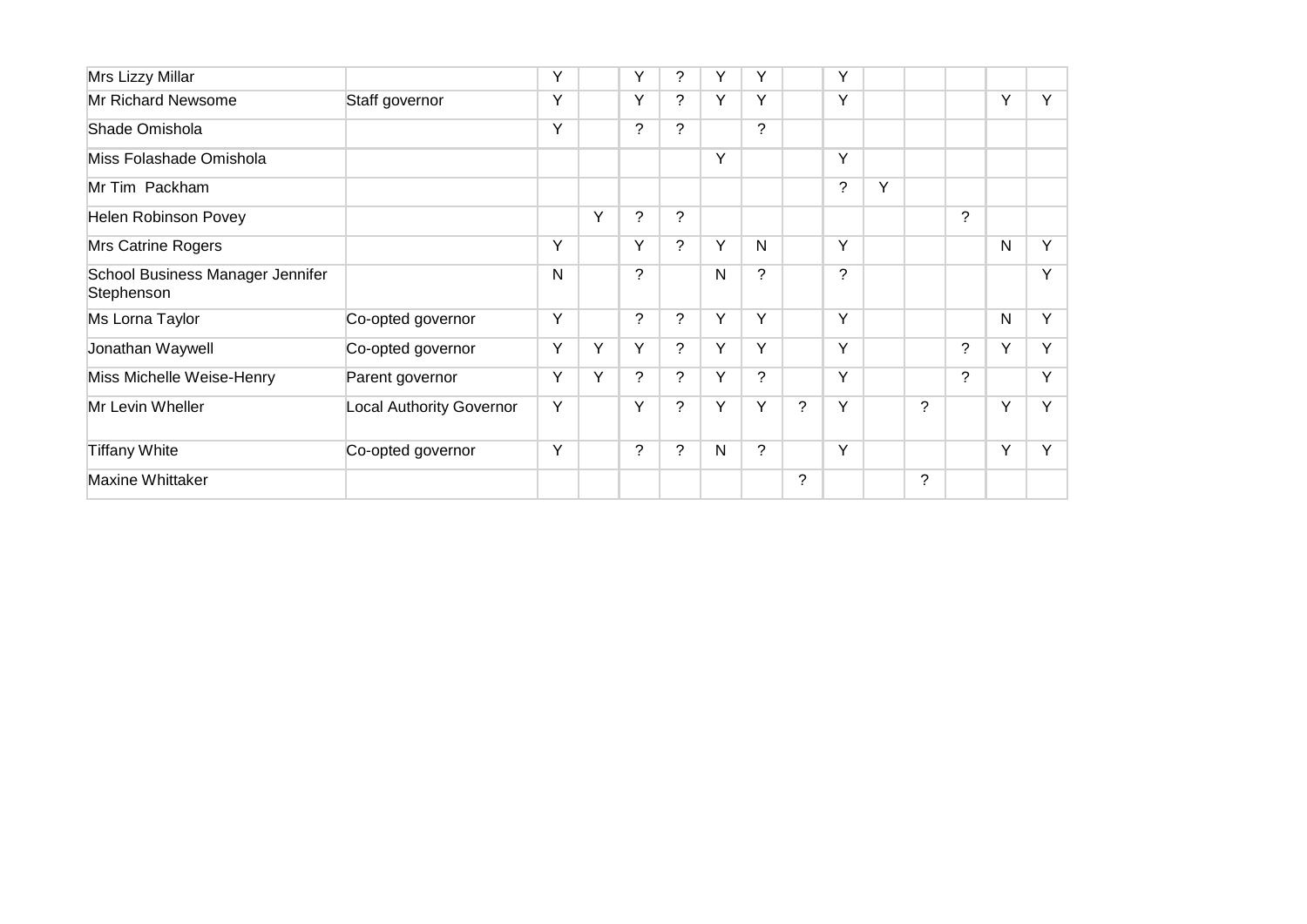| | | | | | | | | | | | | | | |
|---|---|---|---|---|---|---|---|---|---|---|---|---|---|---|
| Mrs Lizzy Millar | | Y | | Y | ? | Y | Y | | Y | | | | | |
| Mr Richard Newsome | Staff governor | Y | | Y | ? | Y | Y | | Y | | | | Y | Y |
| Shade Omishola | | Y | | ? | ? | | ? | | | | | | | |
| Miss Folashade Omishola | | | | | | Y | | | Y | | | | | |
| Mr Tim Packham | | | | | | | | | ? | Y | | | | |
| Helen Robinson Povey | | | Y | ? | ? | | | | | | | ? | | |
| Mrs Catrine Rogers | | Y | | Y | ? | Y | N | | Y | | | | N | Y |
| School Business Manager Jennifer Stephenson | | N | | ? | | N | ? | | ? | | | | | Y |
| Ms Lorna Taylor | Co-opted governor | Y | | ? | ? | Y | Y | | Y | | | | N | Y |
| Jonathan Waywell | Co-opted governor | Y | Y | Y | ? | Y | Y | | Y | | | ? | Y | Y |
| Miss Michelle Weise-Henry | Parent governor | Y | Y | ? | ? | Y | ? | | Y | | | ? | | Y |
| Mr Levin Wheller | Local Authority Governor | Y | | Y | ? | Y | Y | ? | Y | | ? | | Y | Y |
| Tiffany White | Co-opted governor | Y | | ? | ? | N | ? | | Y | | | | Y | Y |
| Maxine Whittaker | | | | | | | | ? | | | ? | | | |